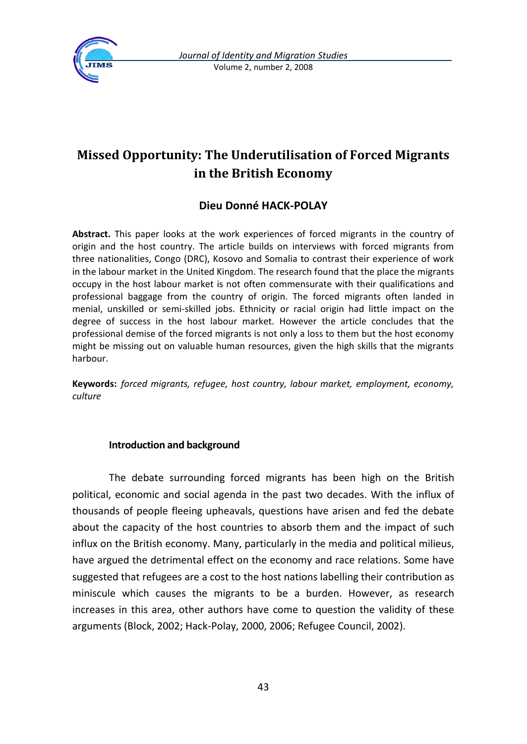# Missed Opportunity: The Underutilisation of Forced Migrants in the British Economy

**Dieu Donné HACK-POLAY**

**Abstract.** This paper looks at the work experiences of forced migrants in the country of origin and the host country. The article builds on interviews with forced migrants from three nationalities, Congo (DRC), Kosovo and Somalia to contrast their experience of work in the labour market in the United Kingdom. The research found that the place the migrants occupy in the host labour market is not often commensurate with their qualifications and professional baggage from the country of origin. The forced migrants often landed in menial, unskilled or semi-skilled jobs. Ethnicity or racial origin had little impact on the degree of success in the host labour market. However the article concludes that the professional demise of the forced migrants is not only a loss to them but the host economy might be missing out on valuable human resources, given the high skills that the migrants harbour.

**Keywords:** *forced migrants, refugee, host country, labour market, employment, economy, culture*

## Introduction and background

The debate surrounding forced migrants has been high on the British political, economic and social agenda in the past two decades. With the influx of thousands of people fleeing upheavals, questions have arisen and fed the debate about the capacity of the host countries to absorb them and the impact of such influx on the British economy. Many, particularly in the media and political milieus, have argued the detrimental effect on the economy and race relations. Some have suggested that refugees are a cost to the host nations labelling their contribution as miniscule which causes the migrants to be a burden. However, as research increases in this area, other authors have come to question the validity of these arguments (Block, 2002; Hack-Polay, 2000, 2006; Refugee Council, 2002).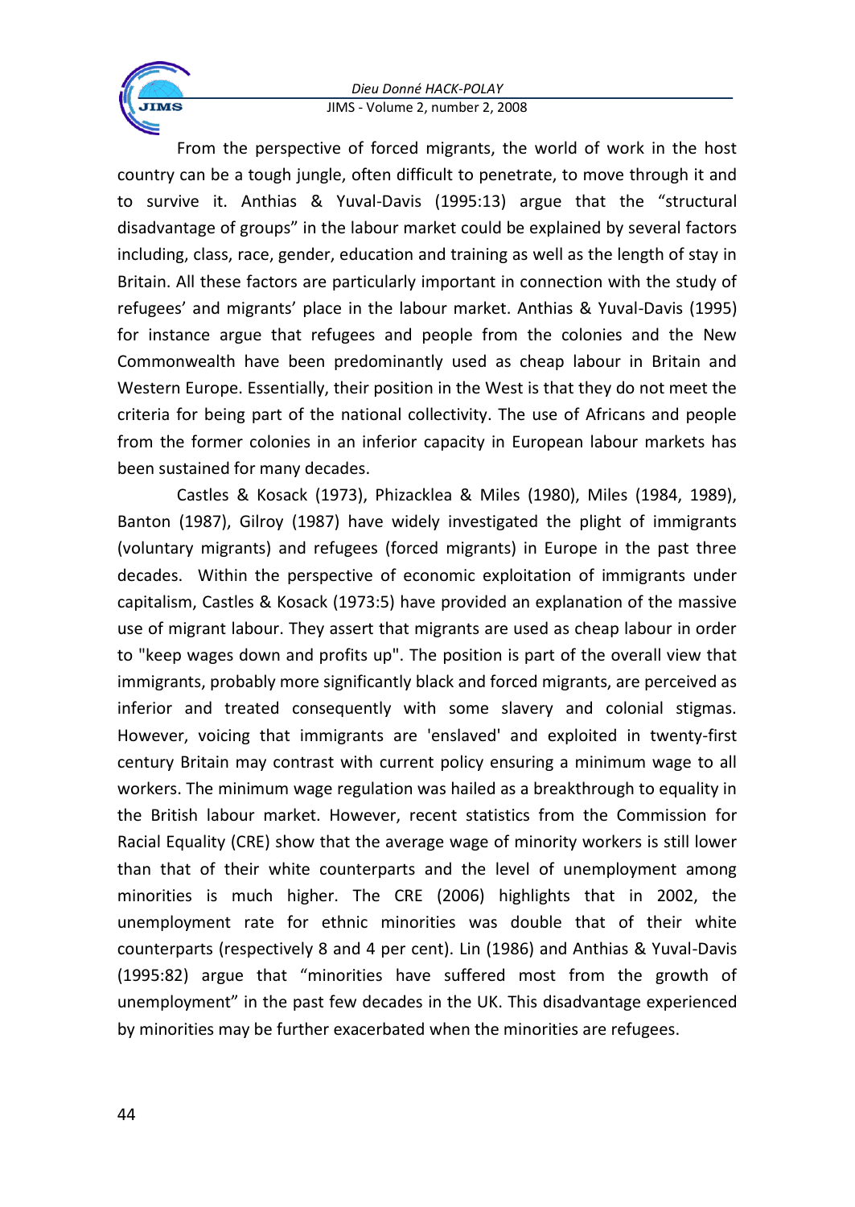From the perspective of forced migrants, the world of work in the host country can be a tough jungle, often difficult to penetrate, to move through it and to survive it. Anthias & Yuval-Davis (1995:13) argue that the "structural disadvantage of groups" in the labour market could be explained by several factors including, class, race, gender, education and training as well as the length of stay in Britain. All these factors are particularly important in connection with the study of refugees' and migrants' place in the labour market. Anthias & Yuval-Davis (1995) for instance argue that refugees and people from the colonies and the New Commonwealth have been predominantly used as cheap labour in Britain and Western Europe. Essentially, their position in the West is that they do not meet the criteria for being part of the national collectivity. The use of Africans and people from the former colonies in an inferior capacity in European labour markets has been sustained for many decades.

Castles & Kosack (1973), Phizacklea & Miles (1980), Miles (1984, 1989), Banton (1987), Gilroy (1987) have widely investigated the plight of immigrants (voluntary migrants) and refugees (forced migrants) in Europe in the past three decades. Within the perspective of economic exploitation of immigrants under capitalism, Castles & Kosack (1973:5) have provided an explanation of the massive use of migrant labour. They assert that migrants are used as cheap labour in order to "keep wages down and profits up". The position is part of the overall view that immigrants, probably more significantly black and forced migrants, are perceived as inferior and treated consequently with some slavery and colonial stigmas. However, voicing that immigrants are 'enslaved' and exploited in twenty-first century Britain may contrast with current policy ensuring a minimum wage to all workers. The minimum wage regulation was hailed as a breakthrough to equality in the British labour market. However, recent statistics from the Commission for Racial Equality (CRE) show that the average wage of minority workers is still lower than that of their white counterparts and the level of unemployment among minorities is much higher. The CRE (2006) highlights that in 2002, the unemployment rate for ethnic minorities was double that of their white counterparts (respectively 8 and 4 per cent). Lin (1986) and Anthias & Yuval-Davis (1995:82) argue that "minorities have suffered most from the growth of unemployment" in the past few decades in the UK. This disadvantage experienced by minorities may be further exacerbated when the minorities are refugees.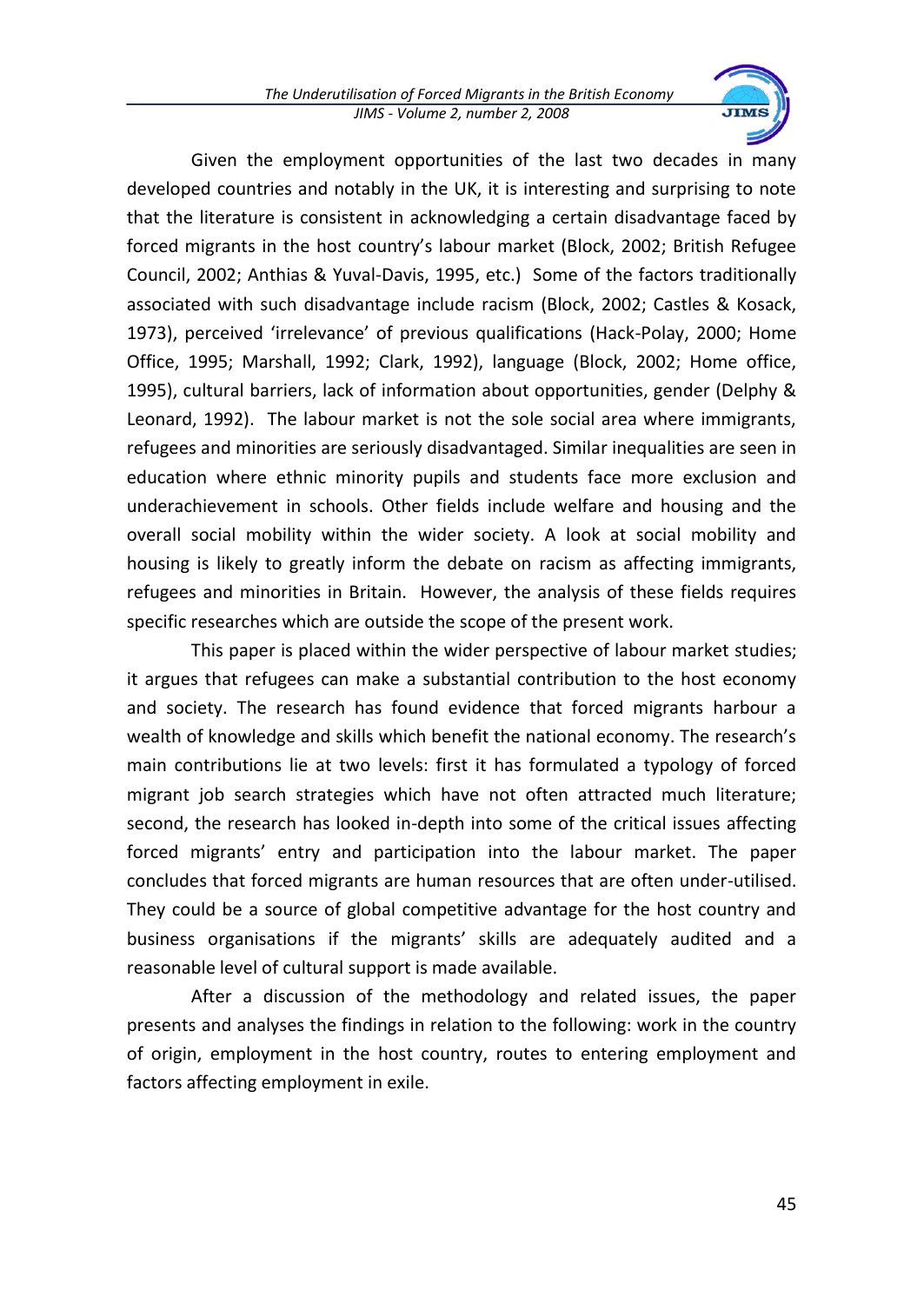Given the employment opportunities of the last two decades in many developed countries and notably in the UK, it is interesting and surprising to note that the literature is consistent in acknowledging a certain disadvantage faced by forced migrants in the host country's labour market (Block, 2002; British Refugee Council, 2002; Anthias & Yuval-Davis, 1995, etc.) Some of the factors traditionally associated with such disadvantage include racism (Block, 2002; Castles & Kosack, 1973), perceived 'irrelevance' of previous qualifications (Hack-Polay, 2000; Home Office, 1995; Marshall, 1992; Clark, 1992), language (Block, 2002; Home office, 1995), cultural barriers, lack of information about opportunities, gender (Delphy & Leonard, 1992). The labour market is not the sole social area where immigrants, refugees and minorities are seriously disadvantaged. Similar inequalities are seen in education where ethnic minority pupils and students face more exclusion and underachievement in schools. Other fields include welfare and housing and the overall social mobility within the wider society. A look at social mobility and housing is likely to greatly inform the debate on racism as affecting immigrants, refugees and minorities in Britain. However, the analysis of these fields requires specific researches which are outside the scope of the present work.

This paper is placed within the wider perspective of labour market studies; it argues that refugees can make a substantial contribution to the host economy and society. The research has found evidence that forced migrants harbour a wealth of knowledge and skills which benefit the national economy. The research's main contributions lie at two levels: first it has formulated a typology of forced migrant job search strategies which have not often attracted much literature; second, the research has looked in-depth into some of the critical issues affecting forced migrants' entry and participation into the labour market. The paper concludes that forced migrants are human resources that are often under-utilised. They could be a source of global competitive advantage for the host country and business organisations if the migrants' skills are adequately audited and a reasonable level of cultural support is made available.

After a discussion of the methodology and related issues, the paper presents and analyses the findings in relation to the following: work in the country of origin, employment in the host country, routes to entering employment and factors affecting employment in exile.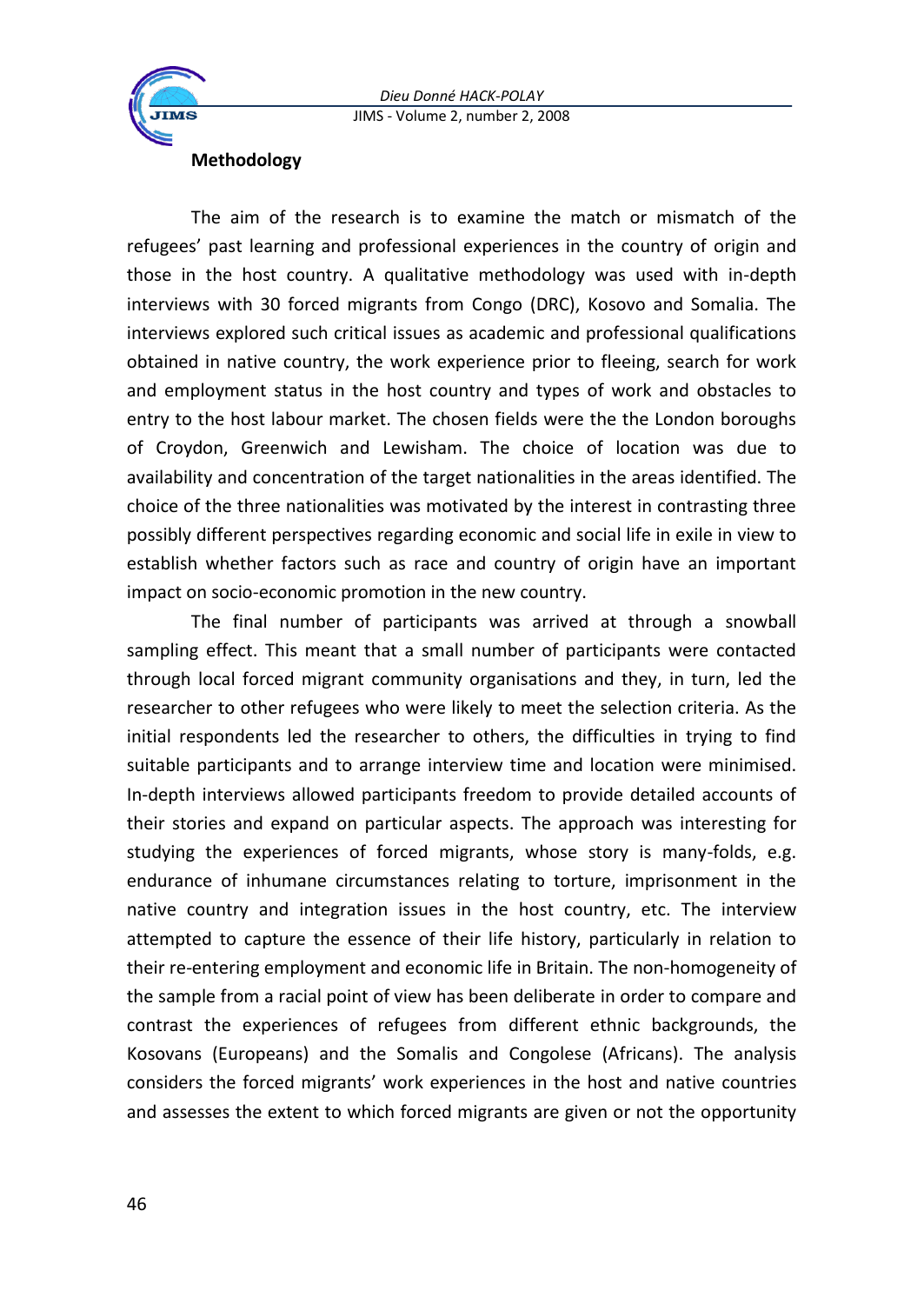## Methodology

The aim of the research is to examine the match or mismatch of the refugees' past learning and professional experiences in the country of origin and those in the host country. A qualitative methodology was used with in-depth interviews with 30 forced migrants from Congo (DRC), Kosovo and Somalia. The interviews explored such critical issues as academic and professional qualifications obtained in native country, the work experience prior to fleeing, search for work and employment status in the host country and types of work and obstacles to entry to the host labour market. The chosen fields were the the London boroughs of Croydon, Greenwich and Lewisham. The choice of location was due to availability and concentration of the target nationalities in the areas identified. The choice of the three nationalities was motivated by the interest in contrasting three possibly different perspectives regarding economic and social life in exile in view to establish whether factors such as race and country of origin have an important impact on socio-economic promotion in the new country.

The final number of participants was arrived at through a snowball sampling effect. This meant that a small number of participants were contacted through local forced migrant community organisations and they, in turn, led the researcher to other refugees who were likely to meet the selection criteria. As the initial respondents led the researcher to others, the difficulties in trying to find suitable participants and to arrange interview time and location were minimised. In-depth interviews allowed participants freedom to provide detailed accounts of their stories and expand on particular aspects. The approach was interesting for studying the experiences of forced migrants, whose story is many-folds, e.g. endurance of inhumane circumstances relating to torture, imprisonment in the native country and integration issues in the host country, etc. The interview attempted to capture the essence of their life history, particularly in relation to their re-entering employment and economic life in Britain. The non-homogeneity of the sample from a racial point of view has been deliberate in order to compare and contrast the experiences of refugees from different ethnic backgrounds, the Kosovans (Europeans) and the Somalis and Congolese (Africans). The analysis considers the forced migrants' work experiences in the host and native countries and assesses the extent to which forced migrants are given or not the opportunity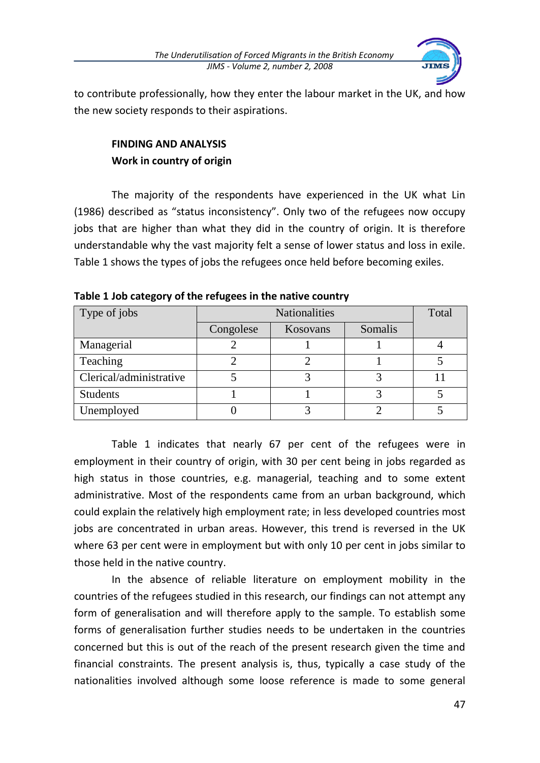to contribute professionally, how they enter the labour market in the UK, and how the new society responds to their aspirations.

## FINDING AND ANALYSIS

### Work in country of origin

The majority of the respondents have experienced in the UK what Lin (1986) described as "status inconsistency". Only two of the refugees now occupy jobs that are higher than what they did in the country of origin. It is therefore understandable why the vast majority felt a sense of lower status and loss in exile. Table 1 shows the types of jobs the refugees once held before becoming exiles.

**Table 1 Job category of the refugees in the native country**

| Type of jobs | Nationalities | | | Total |
|---|---|---|---|---|
| | Congolese | Kosovans | Somalis | |
| Managerial | 2 | 1 | 1 | 4 |
| Teaching | 2 | 2 | 1 | 5 |
| Clerical/administrative | 5 | 3 | 3 | 11 |
| Students | 1 | 1 | 3 | 5 |
| Unemployed | 0 | 3 | 2 | 5 |

Table 1 indicates that nearly 67 per cent of the refugees were in employment in their country of origin, with 30 per cent being in jobs regarded as high status in those countries, e.g. managerial, teaching and to some extent administrative. Most of the respondents came from an urban background, which could explain the relatively high employment rate; in less developed countries most jobs are concentrated in urban areas. However, this trend is reversed in the UK where 63 per cent were in employment but with only 10 per cent in jobs similar to those held in the native country.

In the absence of reliable literature on employment mobility in the countries of the refugees studied in this research, our findings can not attempt any form of generalisation and will therefore apply to the sample. To establish some forms of generalisation further studies needs to be undertaken in the countries concerned but this is out of the reach of the present research given the time and financial constraints. The present analysis is, thus, typically a case study of the nationalities involved although some loose reference is made to some general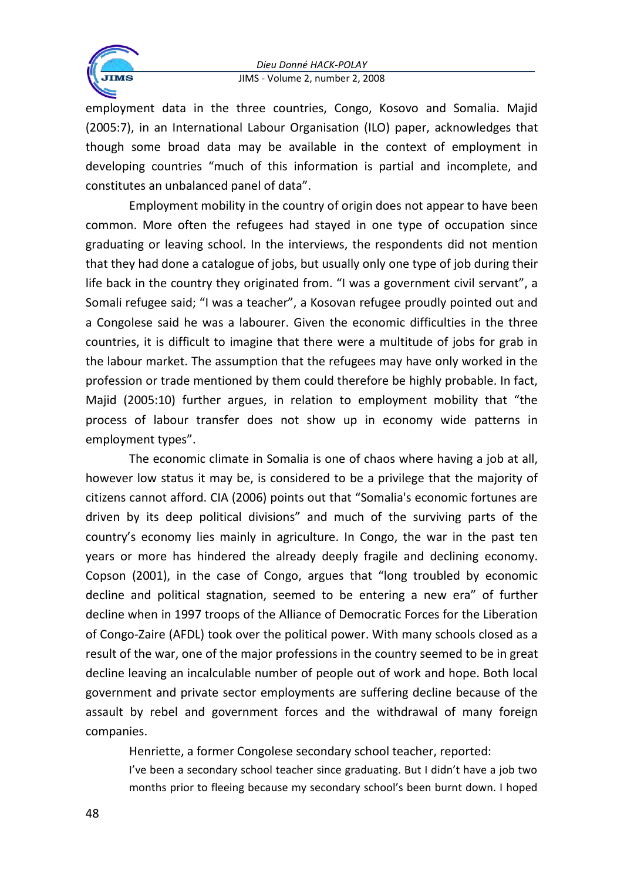employment data in the three countries, Congo, Kosovo and Somalia. Majid (2005:7), in an International Labour Organisation (ILO) paper, acknowledges that though some broad data may be available in the context of employment in developing countries "much of this information is partial and incomplete, and constitutes an unbalanced panel of data".

Employment mobility in the country of origin does not appear to have been common. More often the refugees had stayed in one type of occupation since graduating or leaving school. In the interviews, the respondents did not mention that they had done a catalogue of jobs, but usually only one type of job during their life back in the country they originated from. "I was a government civil servant", a Somali refugee said; "I was a teacher", a Kosovan refugee proudly pointed out and a Congolese said he was a labourer. Given the economic difficulties in the three countries, it is difficult to imagine that there were a multitude of jobs for grab in the labour market. The assumption that the refugees may have only worked in the profession or trade mentioned by them could therefore be highly probable. In fact, Majid (2005:10) further argues, in relation to employment mobility that "the process of labour transfer does not show up in economy wide patterns in employment types".

The economic climate in Somalia is one of chaos where having a job at all, however low status it may be, is considered to be a privilege that the majority of citizens cannot afford. CIA (2006) points out that "Somalia's economic fortunes are driven by its deep political divisions" and much of the surviving parts of the country's economy lies mainly in agriculture. In Congo, the war in the past ten years or more has hindered the already deeply fragile and declining economy. Copson (2001), in the case of Congo, argues that "long troubled by economic decline and political stagnation, seemed to be entering a new era" of further decline when in 1997 troops of the Alliance of Democratic Forces for the Liberation of Congo-Zaire (AFDL) took over the political power. With many schools closed as a result of the war, one of the major professions in the country seemed to be in great decline leaving an incalculable number of people out of work and hope. Both local government and private sector employments are suffering decline because of the assault by rebel and government forces and the withdrawal of many foreign companies.

Henriette, a former Congolese secondary school teacher, reported:

> I've been a secondary school teacher since graduating. But I didn't have a job two months prior to fleeing because my secondary school's been burnt down. I hoped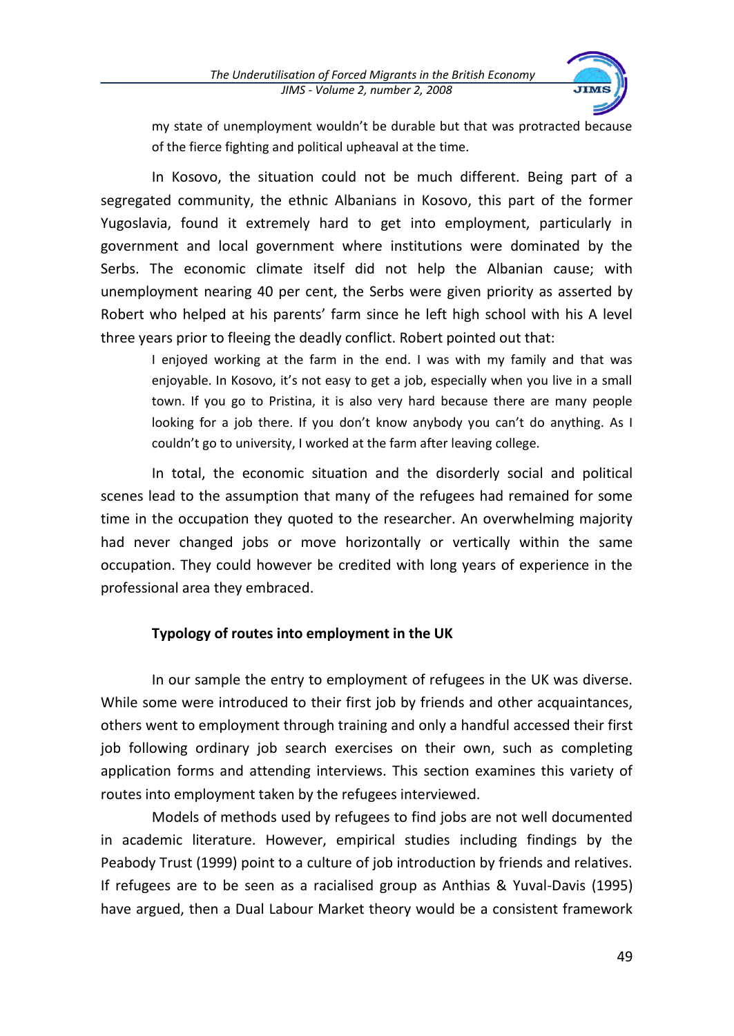> my state of unemployment wouldn't be durable but that was protracted because of the fierce fighting and political upheaval at the time.

In Kosovo, the situation could not be much different. Being part of a segregated community, the ethnic Albanians in Kosovo, this part of the former Yugoslavia, found it extremely hard to get into employment, particularly in government and local government where institutions were dominated by the Serbs. The economic climate itself did not help the Albanian cause; with unemployment nearing 40 per cent, the Serbs were given priority as asserted by Robert who helped at his parents' farm since he left high school with his A level three years prior to fleeing the deadly conflict. Robert pointed out that:

> I enjoyed working at the farm in the end. I was with my family and that was enjoyable. In Kosovo, it's not easy to get a job, especially when you live in a small town. If you go to Pristina, it is also very hard because there are many people looking for a job there. If you don't know anybody you can't do anything. As I couldn't go to university, I worked at the farm after leaving college.

In total, the economic situation and the disorderly social and political scenes lead to the assumption that many of the refugees had remained for some time in the occupation they quoted to the researcher. An overwhelming majority had never changed jobs or move horizontally or vertically within the same occupation. They could however be credited with long years of experience in the professional area they embraced.

## Typology of routes into employment in the UK

In our sample the entry to employment of refugees in the UK was diverse. While some were introduced to their first job by friends and other acquaintances, others went to employment through training and only a handful accessed their first job following ordinary job search exercises on their own, such as completing application forms and attending interviews. This section examines this variety of routes into employment taken by the refugees interviewed.

Models of methods used by refugees to find jobs are not well documented in academic literature. However, empirical studies including findings by the Peabody Trust (1999) point to a culture of job introduction by friends and relatives. If refugees are to be seen as a racialised group as Anthias & Yuval-Davis (1995) have argued, then a Dual Labour Market theory would be a consistent framework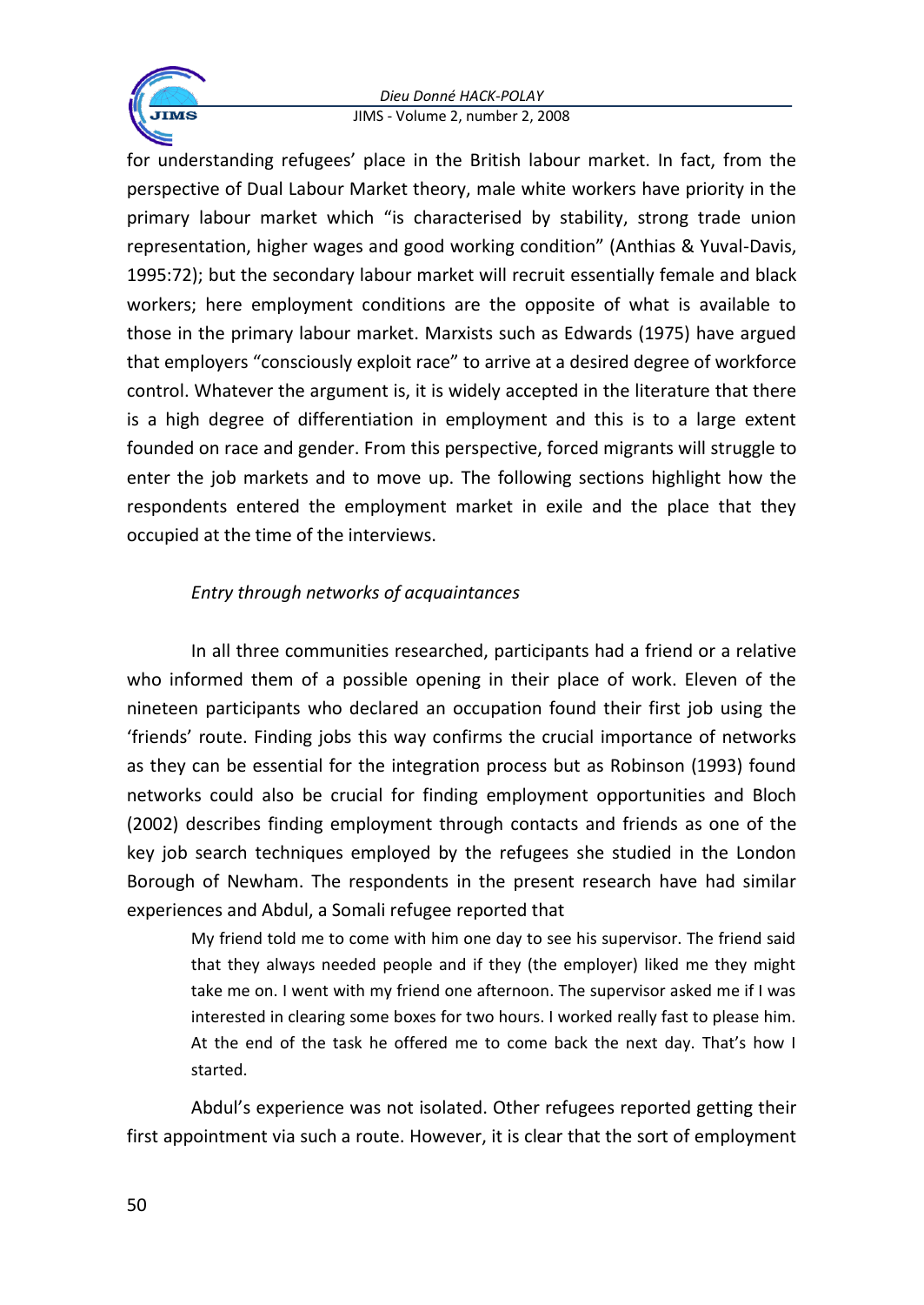for understanding refugees' place in the British labour market. In fact, from the perspective of Dual Labour Market theory, male white workers have priority in the primary labour market which "is characterised by stability, strong trade union representation, higher wages and good working condition" (Anthias & Yuval-Davis, 1995:72); but the secondary labour market will recruit essentially female and black workers; here employment conditions are the opposite of what is available to those in the primary labour market. Marxists such as Edwards (1975) have argued that employers "consciously exploit race" to arrive at a desired degree of workforce control. Whatever the argument is, it is widely accepted in the literature that there is a high degree of differentiation in employment and this is to a large extent founded on race and gender. From this perspective, forced migrants will struggle to enter the job markets and to move up. The following sections highlight how the respondents entered the employment market in exile and the place that they occupied at the time of the interviews.

*Entry through networks of acquaintances*

In all three communities researched, participants had a friend or a relative who informed them of a possible opening in their place of work. Eleven of the nineteen participants who declared an occupation found their first job using the 'friends' route. Finding jobs this way confirms the crucial importance of networks as they can be essential for the integration process but as Robinson (1993) found networks could also be crucial for finding employment opportunities and Bloch (2002) describes finding employment through contacts and friends as one of the key job search techniques employed by the refugees she studied in the London Borough of Newham. The respondents in the present research have had similar experiences and Abdul, a Somali refugee reported that

> My friend told me to come with him one day to see his supervisor. The friend said that they always needed people and if they (the employer) liked me they might take me on. I went with my friend one afternoon. The supervisor asked me if I was interested in clearing some boxes for two hours. I worked really fast to please him. At the end of the task he offered me to come back the next day. That's how I started.

Abdul's experience was not isolated. Other refugees reported getting their first appointment via such a route. However, it is clear that the sort of employment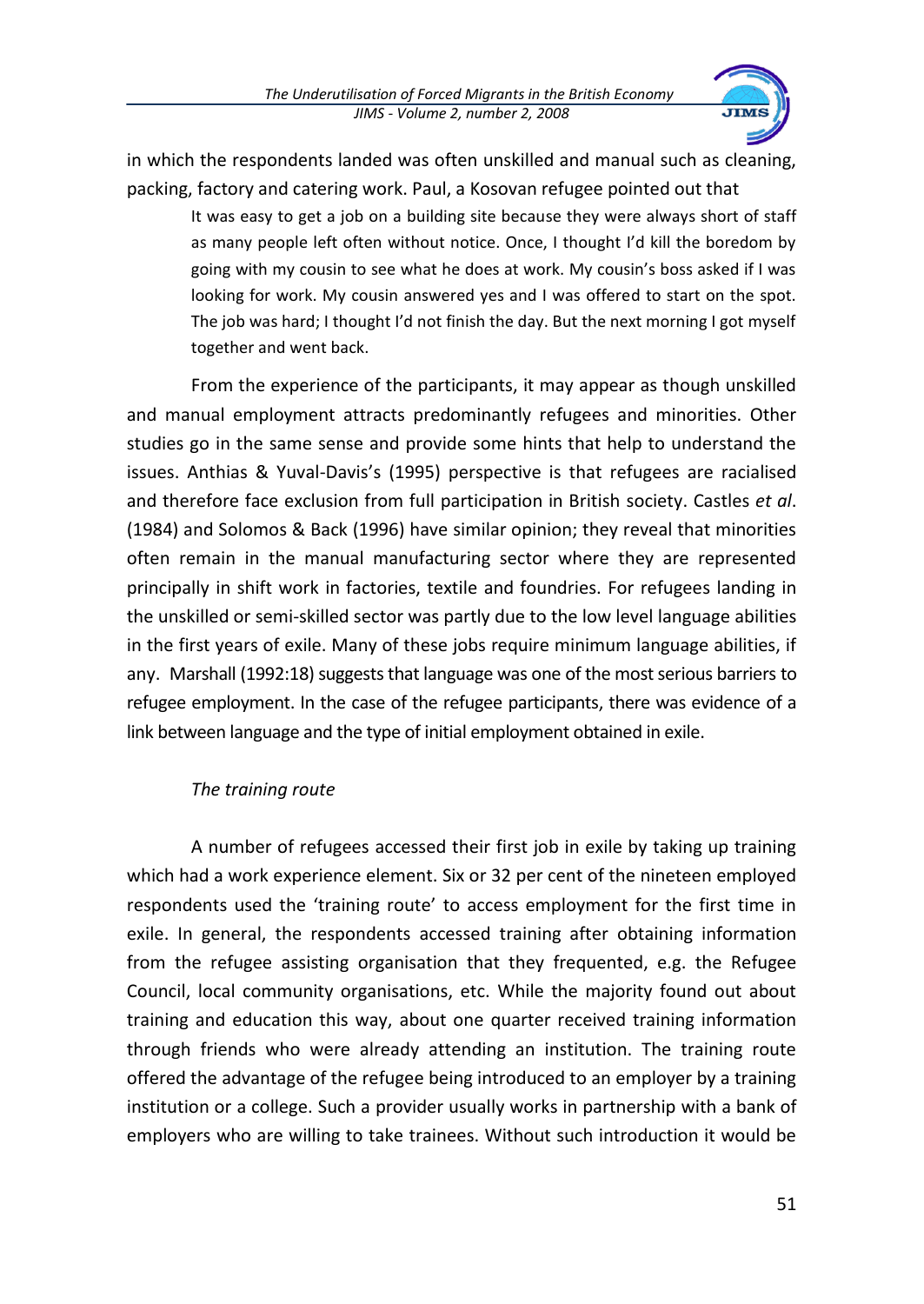in which the respondents landed was often unskilled and manual such as cleaning, packing, factory and catering work. Paul, a Kosovan refugee pointed out that

> It was easy to get a job on a building site because they were always short of staff as many people left often without notice. Once, I thought I'd kill the boredom by going with my cousin to see what he does at work. My cousin's boss asked if I was looking for work. My cousin answered yes and I was offered to start on the spot. The job was hard; I thought I'd not finish the day. But the next morning I got myself together and went back.

From the experience of the participants, it may appear as though unskilled and manual employment attracts predominantly refugees and minorities. Other studies go in the same sense and provide some hints that help to understand the issues. Anthias & Yuval-Davis's (1995) perspective is that refugees are racialised and therefore face exclusion from full participation in British society. Castles *et al*. (1984) and Solomos & Back (1996) have similar opinion; they reveal that minorities often remain in the manual manufacturing sector where they are represented principally in shift work in factories, textile and foundries. For refugees landing in the unskilled or semi-skilled sector was partly due to the low level language abilities in the first years of exile. Many of these jobs require minimum language abilities, if any. Marshall (1992:18) suggests that language was one of the most serious barriers to refugee employment. In the case of the refugee participants, there was evidence of a link between language and the type of initial employment obtained in exile.

*The training route*

A number of refugees accessed their first job in exile by taking up training which had a work experience element. Six or 32 per cent of the nineteen employed respondents used the 'training route' to access employment for the first time in exile. In general, the respondents accessed training after obtaining information from the refugee assisting organisation that they frequented, e.g. the Refugee Council, local community organisations, etc. While the majority found out about training and education this way, about one quarter received training information through friends who were already attending an institution. The training route offered the advantage of the refugee being introduced to an employer by a training institution or a college. Such a provider usually works in partnership with a bank of employers who are willing to take trainees. Without such introduction it would be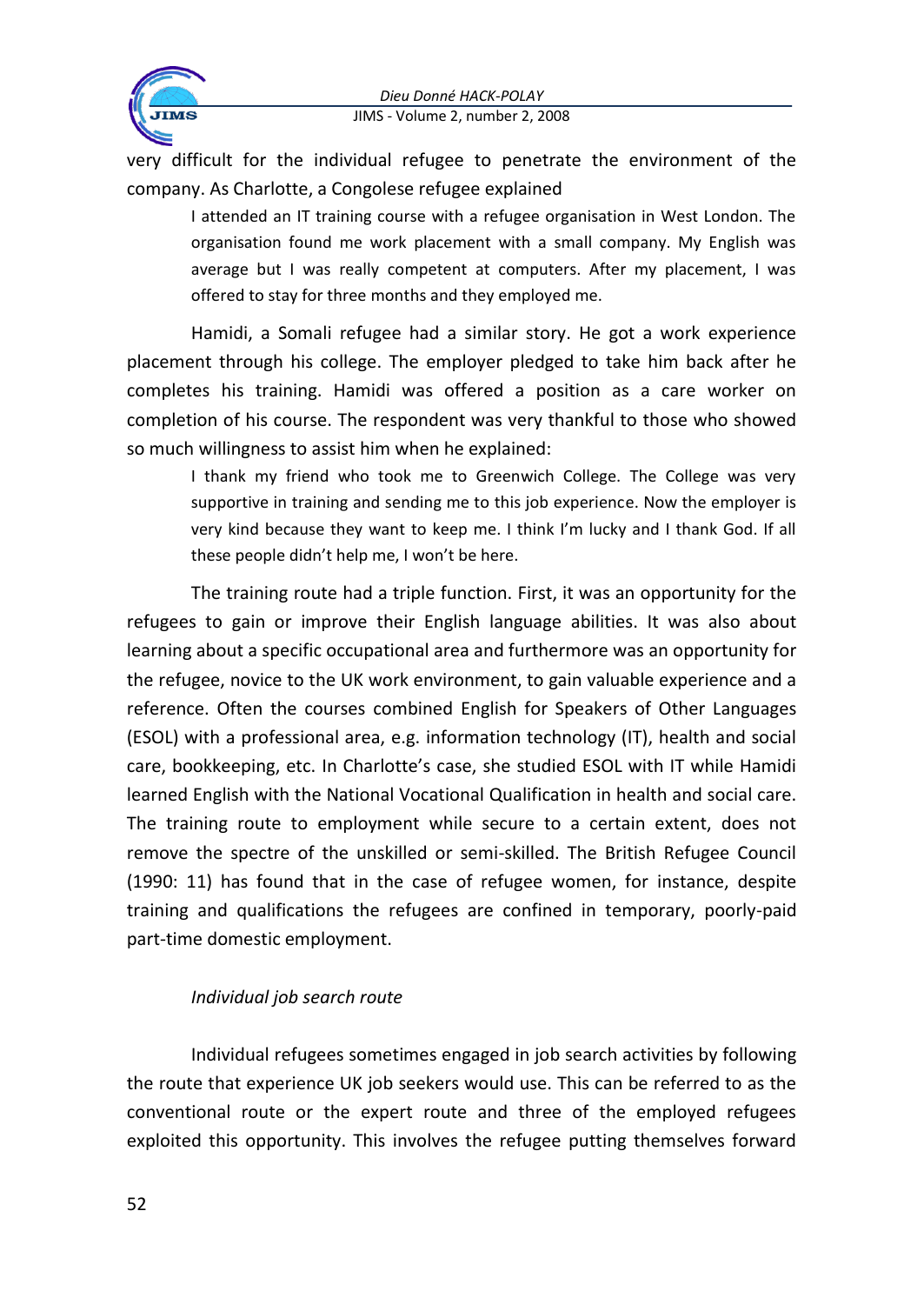very difficult for the individual refugee to penetrate the environment of the company. As Charlotte, a Congolese refugee explained

> I attended an IT training course with a refugee organisation in West London. The organisation found me work placement with a small company. My English was average but I was really competent at computers. After my placement, I was offered to stay for three months and they employed me.

Hamidi, a Somali refugee had a similar story. He got a work experience placement through his college. The employer pledged to take him back after he completes his training. Hamidi was offered a position as a care worker on completion of his course. The respondent was very thankful to those who showed so much willingness to assist him when he explained:

> I thank my friend who took me to Greenwich College. The College was very supportive in training and sending me to this job experience. Now the employer is very kind because they want to keep me. I think I'm lucky and I thank God. If all these people didn't help me, I won't be here.

The training route had a triple function. First, it was an opportunity for the refugees to gain or improve their English language abilities. It was also about learning about a specific occupational area and furthermore was an opportunity for the refugee, novice to the UK work environment, to gain valuable experience and a reference. Often the courses combined English for Speakers of Other Languages (ESOL) with a professional area, e.g. information technology (IT), health and social care, bookkeeping, etc. In Charlotte's case, she studied ESOL with IT while Hamidi learned English with the National Vocational Qualification in health and social care. The training route to employment while secure to a certain extent, does not remove the spectre of the unskilled or semi-skilled. The British Refugee Council (1990: 11) has found that in the case of refugee women, for instance, despite training and qualifications the refugees are confined in temporary, poorly-paid part-time domestic employment.

*Individual job search route*

Individual refugees sometimes engaged in job search activities by following the route that experience UK job seekers would use. This can be referred to as the conventional route or the expert route and three of the employed refugees exploited this opportunity. This involves the refugee putting themselves forward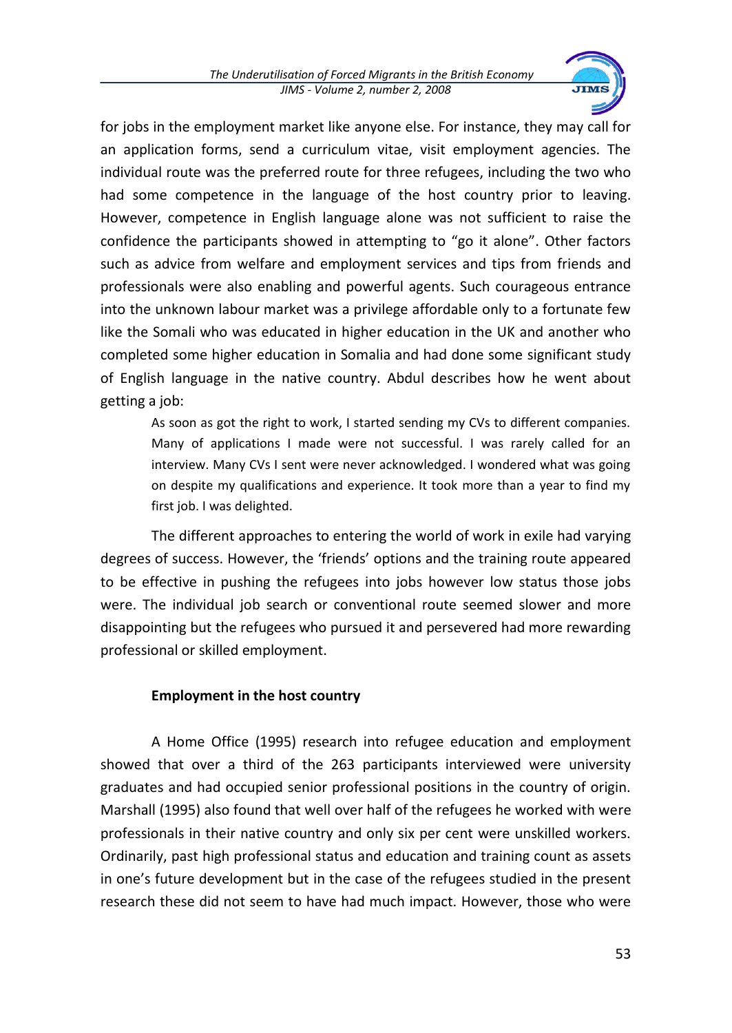for jobs in the employment market like anyone else. For instance, they may call for an application forms, send a curriculum vitae, visit employment agencies. The individual route was the preferred route for three refugees, including the two who had some competence in the language of the host country prior to leaving. However, competence in English language alone was not sufficient to raise the confidence the participants showed in attempting to "go it alone". Other factors such as advice from welfare and employment services and tips from friends and professionals were also enabling and powerful agents. Such courageous entrance into the unknown labour market was a privilege affordable only to a fortunate few like the Somali who was educated in higher education in the UK and another who completed some higher education in Somalia and had done some significant study of English language in the native country. Abdul describes how he went about getting a job:

> As soon as got the right to work, I started sending my CVs to different companies. Many of applications I made were not successful. I was rarely called for an interview. Many CVs I sent were never acknowledged. I wondered what was going on despite my qualifications and experience. It took more than a year to find my first job. I was delighted.

The different approaches to entering the world of work in exile had varying degrees of success. However, the 'friends' options and the training route appeared to be effective in pushing the refugees into jobs however low status those jobs were. The individual job search or conventional route seemed slower and more disappointing but the refugees who pursued it and persevered had more rewarding professional or skilled employment.

**Employment in the host country**

A Home Office (1995) research into refugee education and employment showed that over a third of the 263 participants interviewed were university graduates and had occupied senior professional positions in the country of origin. Marshall (1995) also found that well over half of the refugees he worked with were professionals in their native country and only six per cent were unskilled workers. Ordinarily, past high professional status and education and training count as assets in one's future development but in the case of the refugees studied in the present research these did not seem to have had much impact. However, those who were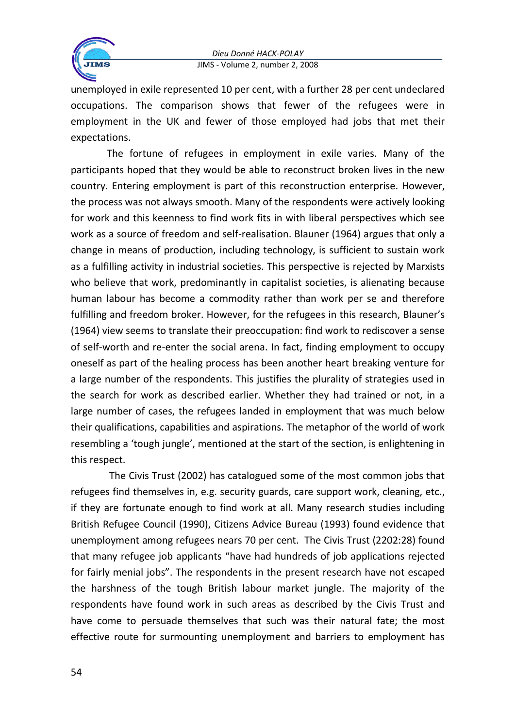unemployed in exile represented 10 per cent, with a further 28 per cent undeclared occupations. The comparison shows that fewer of the refugees were in employment in the UK and fewer of those employed had jobs that met their expectations.

The fortune of refugees in employment in exile varies. Many of the participants hoped that they would be able to reconstruct broken lives in the new country. Entering employment is part of this reconstruction enterprise. However, the process was not always smooth. Many of the respondents were actively looking for work and this keenness to find work fits in with liberal perspectives which see work as a source of freedom and self-realisation. Blauner (1964) argues that only a change in means of production, including technology, is sufficient to sustain work as a fulfilling activity in industrial societies. This perspective is rejected by Marxists who believe that work, predominantly in capitalist societies, is alienating because human labour has become a commodity rather than work per se and therefore fulfilling and freedom broker. However, for the refugees in this research, Blauner's (1964) view seems to translate their preoccupation: find work to rediscover a sense of self-worth and re-enter the social arena. In fact, finding employment to occupy oneself as part of the healing process has been another heart breaking venture for a large number of the respondents. This justifies the plurality of strategies used in the search for work as described earlier. Whether they had trained or not, in a large number of cases, the refugees landed in employment that was much below their qualifications, capabilities and aspirations. The metaphor of the world of work resembling a 'tough jungle', mentioned at the start of the section, is enlightening in this respect.

The Civis Trust (2002) has catalogued some of the most common jobs that refugees find themselves in, e.g. security guards, care support work, cleaning, etc., if they are fortunate enough to find work at all. Many research studies including British Refugee Council (1990), Citizens Advice Bureau (1993) found evidence that unemployment among refugees nears 70 per cent. The Civis Trust (2202:28) found that many refugee job applicants "have had hundreds of job applications rejected for fairly menial jobs". The respondents in the present research have not escaped the harshness of the tough British labour market jungle. The majority of the respondents have found work in such areas as described by the Civis Trust and have come to persuade themselves that such was their natural fate; the most effective route for surmounting unemployment and barriers to employment has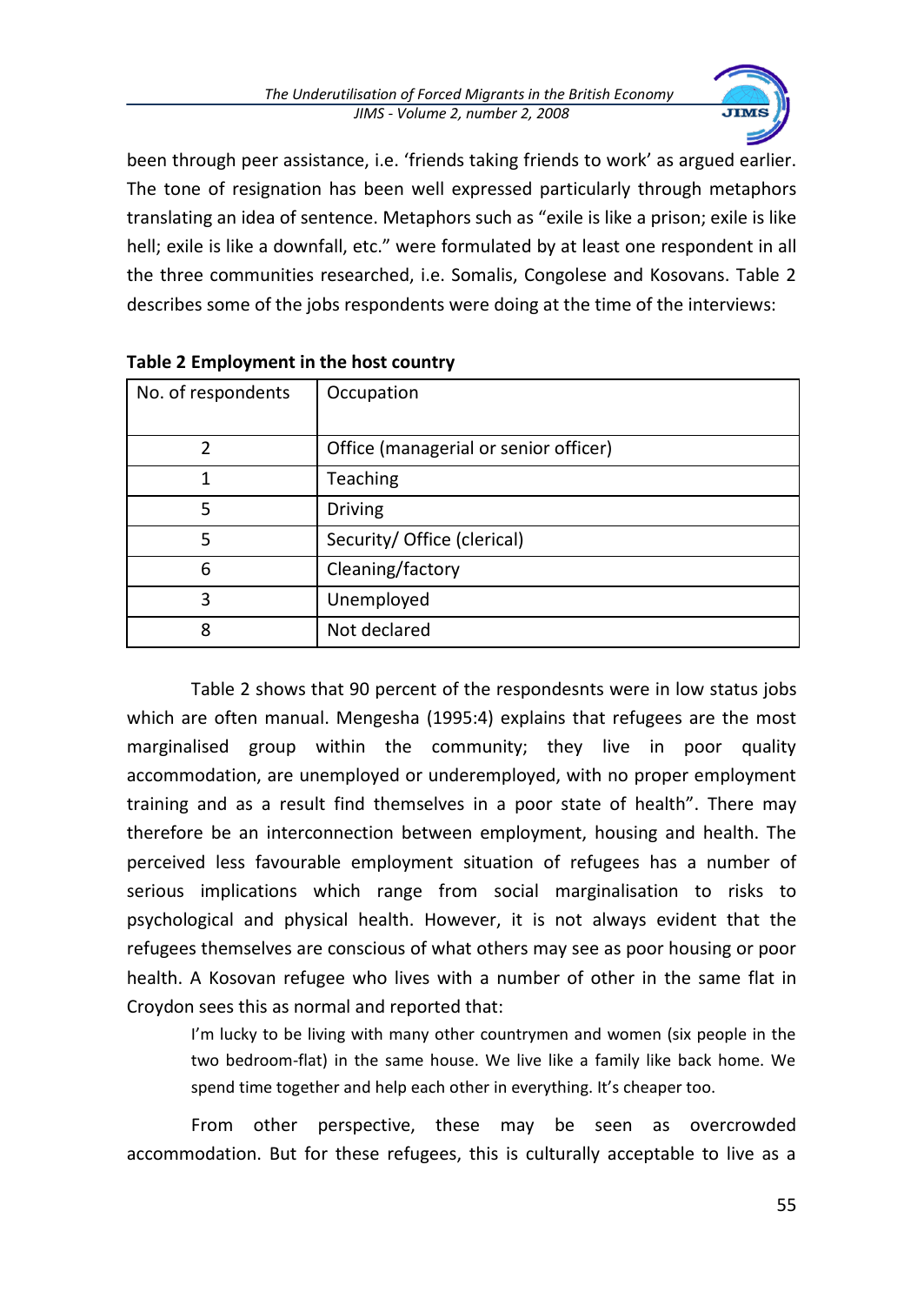been through peer assistance, i.e. ‘friends taking friends to work’ as argued earlier. The tone of resignation has been well expressed particularly through metaphors translating an idea of sentence. Metaphors such as “exile is like a prison; exile is like hell; exile is like a downfall, etc.” were formulated by at least one respondent in all the three communities researched, i.e. Somalis, Congolese and Kosovans. Table 2 describes some of the jobs respondents were doing at the time of the interviews:

**Table 2 Employment in the host country**

| No. of respondents | Occupation |
|---|---|
| 2 | Office (managerial or senior officer) |
| 1 | Teaching |
| 5 | Driving |
| 5 | Security/ Office (clerical) |
| 6 | Cleaning/factory |
| 3 | Unemployed |
| 8 | Not declared |

Table 2 shows that 90 percent of the respondesnts were in low status jobs which are often manual. Mengesha (1995:4) explains that refugees are the most marginalised group within the community; they live in poor quality accommodation, are unemployed or underemployed, with no proper employment training and as a result find themselves in a poor state of health”. There may therefore be an interconnection between employment, housing and health. The perceived less favourable employment situation of refugees has a number of serious implications which range from social marginalisation to risks to psychological and physical health. However, it is not always evident that the refugees themselves are conscious of what others may see as poor housing or poor health. A Kosovan refugee who lives with a number of other in the same flat in Croydon sees this as normal and reported that:

> I’m lucky to be living with many other countrymen and women (six people in the two bedroom-flat) in the same house. We live like a family like back home. We spend time together and help each other in everything. It’s cheaper too.

From other perspective, these may be seen as overcrowded accommodation. But for these refugees, this is culturally acceptable to live as a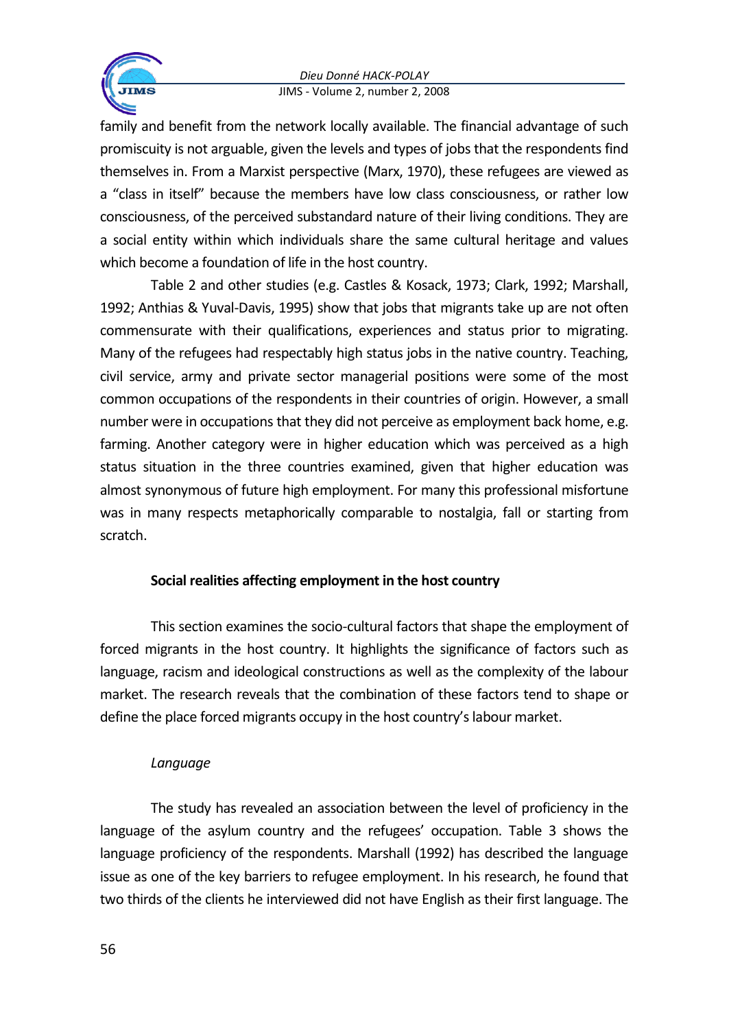family and benefit from the network locally available. The financial advantage of such promiscuity is not arguable, given the levels and types of jobs that the respondents find themselves in. From a Marxist perspective (Marx, 1970), these refugees are viewed as a "class in itself" because the members have low class consciousness, or rather low consciousness, of the perceived substandard nature of their living conditions. They are a social entity within which individuals share the same cultural heritage and values which become a foundation of life in the host country.

Table 2 and other studies (e.g. Castles & Kosack, 1973; Clark, 1992; Marshall, 1992; Anthias & Yuval-Davis, 1995) show that jobs that migrants take up are not often commensurate with their qualifications, experiences and status prior to migrating. Many of the refugees had respectably high status jobs in the native country. Teaching, civil service, army and private sector managerial positions were some of the most common occupations of the respondents in their countries of origin. However, a small number were in occupations that they did not perceive as employment back home, e.g. farming. Another category were in higher education which was perceived as a high status situation in the three countries examined, given that higher education was almost synonymous of future high employment. For many this professional misfortune was in many respects metaphorically comparable to nostalgia, fall or starting from scratch.

### Social realities affecting employment in the host country

This section examines the socio-cultural factors that shape the employment of forced migrants in the host country. It highlights the significance of factors such as language, racism and ideological constructions as well as the complexity of the labour market. The research reveals that the combination of these factors tend to shape or define the place forced migrants occupy in the host country's labour market.

#### *Language*

The study has revealed an association between the level of proficiency in the language of the asylum country and the refugees' occupation. Table 3 shows the language proficiency of the respondents. Marshall (1992) has described the language issue as one of the key barriers to refugee employment. In his research, he found that two thirds of the clients he interviewed did not have English as their first language. The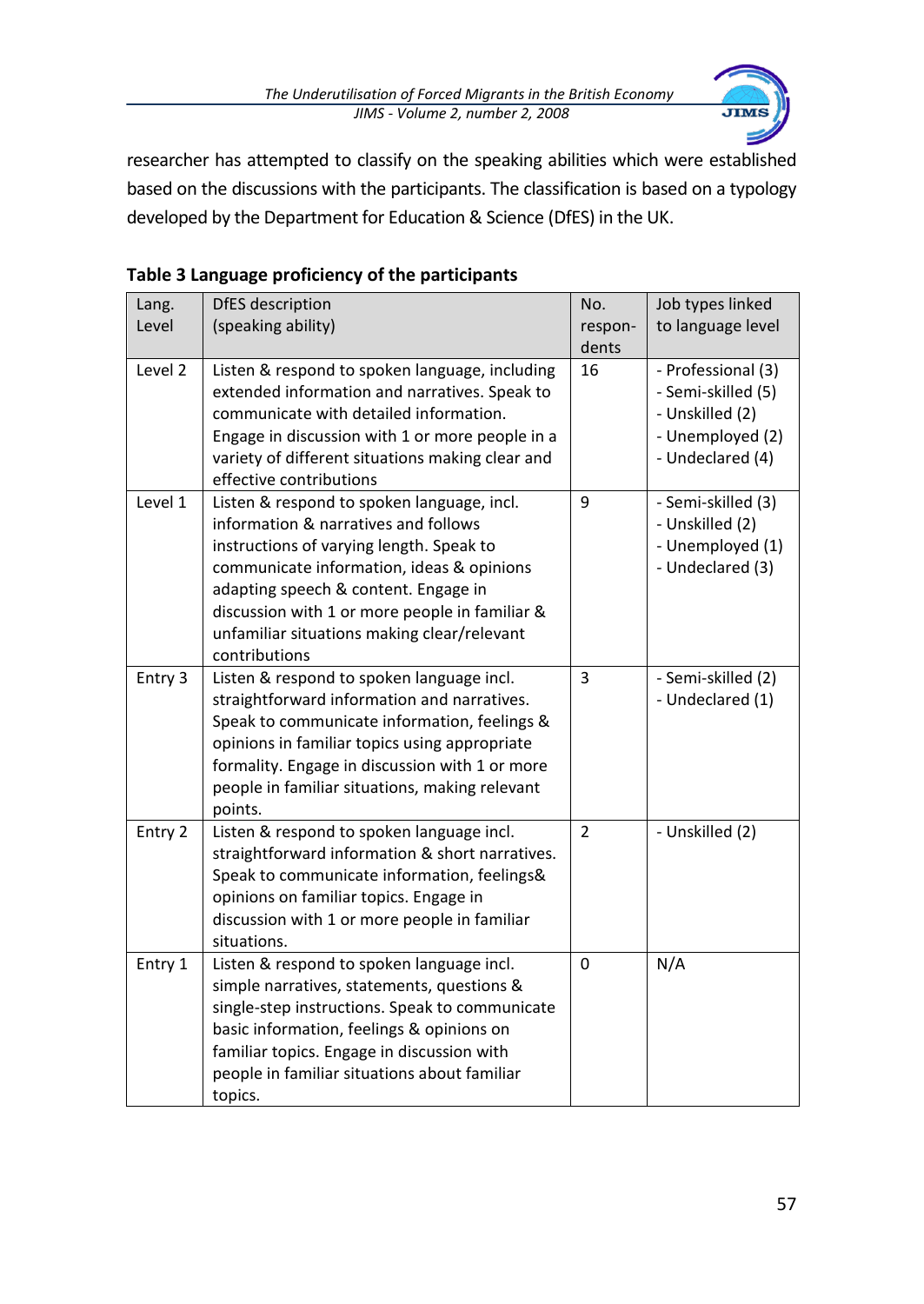researcher has attempted to classify on the speaking abilities which were established based on the discussions with the participants. The classification is based on a typology developed by the Department for Education & Science (DfES) in the UK.

**Table 3 Language proficiency of the participants**

| Lang. Level | DfES description (speaking ability) | No. respondents | Job types linked to language level |
|---|---|---|---|
| Level 2 | Listen & respond to spoken language, including extended information and narratives. Speak to communicate with detailed information. Engage in discussion with 1 or more people in a variety of different situations making clear and effective contributions | 16 | - Professional (3)<br>- Semi-skilled (5)<br>- Unskilled (2)<br>- Unemployed (2)<br>- Undeclared (4) |
| Level 1 | Listen & respond to spoken language, incl. information & narratives and follows instructions of varying length. Speak to communicate information, ideas & opinions adapting speech & content. Engage in discussion with 1 or more people in familiar & unfamiliar situations making clear/relevant contributions | 9 | - Semi-skilled (3)<br>- Unskilled (2)<br>- Unemployed (1)<br>- Undeclared (3) |
| Entry 3 | Listen & respond to spoken language incl. straightforward information and narratives. Speak to communicate information, feelings & opinions in familiar topics using appropriate formality. Engage in discussion with 1 or more people in familiar situations, making relevant points. | 3 | - Semi-skilled (2)<br>- Undeclared (1) |
| Entry 2 | Listen & respond to spoken language incl. straightforward information & short narratives. Speak to communicate information, feelings& opinions on familiar topics. Engage in discussion with 1 or more people in familiar situations. | 2 | - Unskilled (2) |
| Entry 1 | Listen & respond to spoken language incl. simple narratives, statements, questions & single-step instructions. Speak to communicate basic information, feelings & opinions on familiar topics. Engage in discussion with people in familiar situations about familiar topics. | 0 | N/A |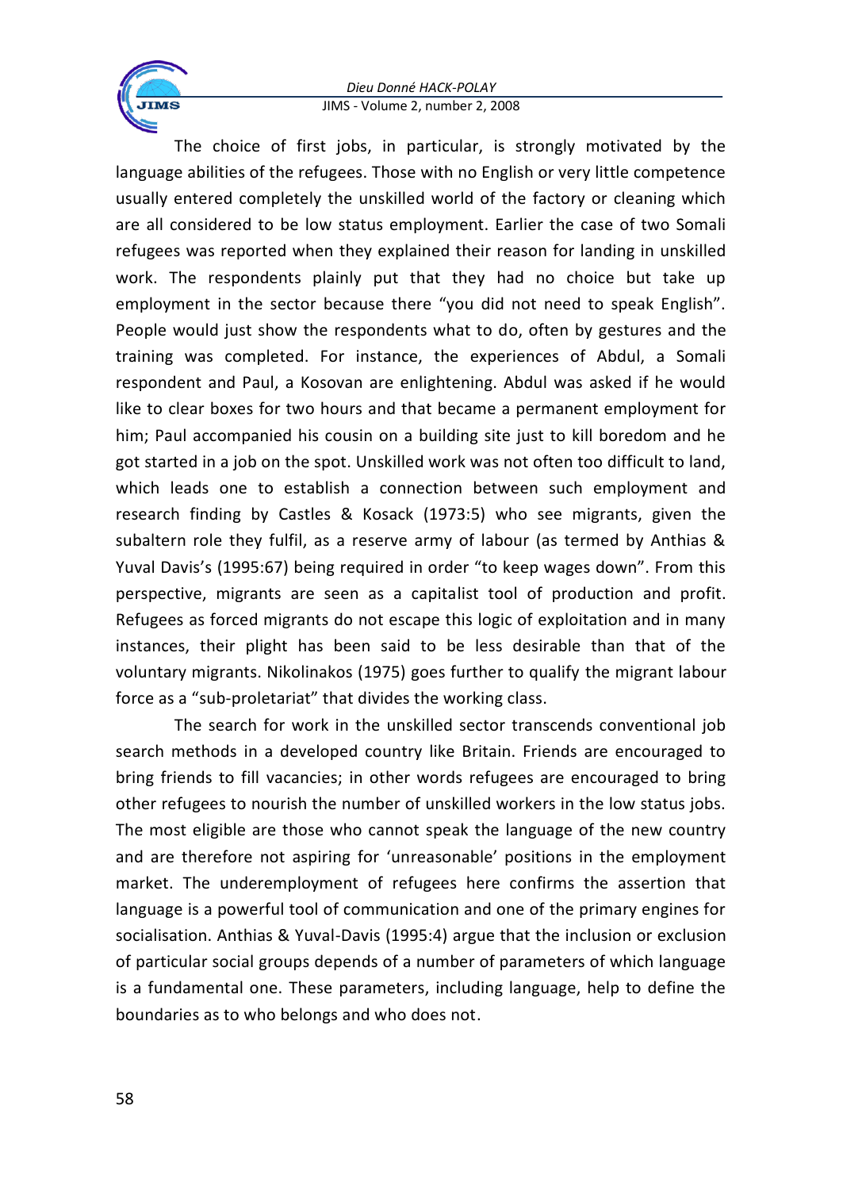The choice of first jobs, in particular, is strongly motivated by the language abilities of the refugees. Those with no English or very little competence usually entered completely the unskilled world of the factory or cleaning which are all considered to be low status employment. Earlier the case of two Somali refugees was reported when they explained their reason for landing in unskilled work. The respondents plainly put that they had no choice but take up employment in the sector because there "you did not need to speak English". People would just show the respondents what to do, often by gestures and the training was completed. For instance, the experiences of Abdul, a Somali respondent and Paul, a Kosovan are enlightening. Abdul was asked if he would like to clear boxes for two hours and that became a permanent employment for him; Paul accompanied his cousin on a building site just to kill boredom and he got started in a job on the spot. Unskilled work was not often too difficult to land, which leads one to establish a connection between such employment and research finding by Castles & Kosack (1973:5) who see migrants, given the subaltern role they fulfil, as a reserve army of labour (as termed by Anthias & Yuval Davis's (1995:67) being required in order "to keep wages down". From this perspective, migrants are seen as a capitalist tool of production and profit. Refugees as forced migrants do not escape this logic of exploitation and in many instances, their plight has been said to be less desirable than that of the voluntary migrants. Nikolinakos (1975) goes further to qualify the migrant labour force as a "sub-proletariat" that divides the working class.

The search for work in the unskilled sector transcends conventional job search methods in a developed country like Britain. Friends are encouraged to bring friends to fill vacancies; in other words refugees are encouraged to bring other refugees to nourish the number of unskilled workers in the low status jobs. The most eligible are those who cannot speak the language of the new country and are therefore not aspiring for 'unreasonable' positions in the employment market. The underemployment of refugees here confirms the assertion that language is a powerful tool of communication and one of the primary engines for socialisation. Anthias & Yuval-Davis (1995:4) argue that the inclusion or exclusion of particular social groups depends of a number of parameters of which language is a fundamental one. These parameters, including language, help to define the boundaries as to who belongs and who does not.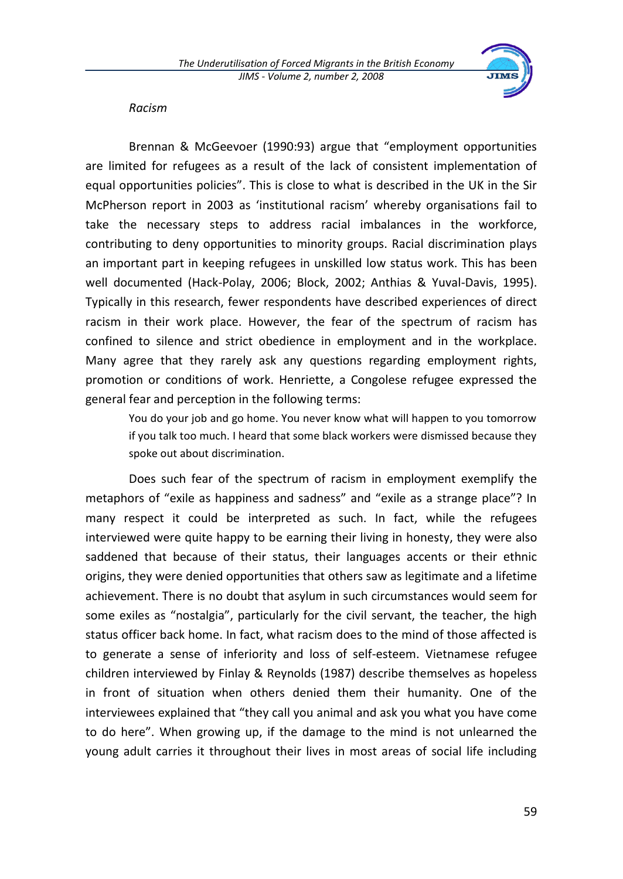*Racism*

Brennan & McGeevoer (1990:93) argue that "employment opportunities are limited for refugees as a result of the lack of consistent implementation of equal opportunities policies". This is close to what is described in the UK in the Sir McPherson report in 2003 as 'institutional racism' whereby organisations fail to take the necessary steps to address racial imbalances in the workforce, contributing to deny opportunities to minority groups. Racial discrimination plays an important part in keeping refugees in unskilled low status work. This has been well documented (Hack-Polay, 2006; Block, 2002; Anthias & Yuval-Davis, 1995). Typically in this research, fewer respondents have described experiences of direct racism in their work place. However, the fear of the spectrum of racism has confined to silence and strict obedience in employment and in the workplace. Many agree that they rarely ask any questions regarding employment rights, promotion or conditions of work. Henriette, a Congolese refugee expressed the general fear and perception in the following terms:

> You do your job and go home. You never know what will happen to you tomorrow if you talk too much. I heard that some black workers were dismissed because they spoke out about discrimination.

Does such fear of the spectrum of racism in employment exemplify the metaphors of "exile as happiness and sadness" and "exile as a strange place"? In many respect it could be interpreted as such. In fact, while the refugees interviewed were quite happy to be earning their living in honesty, they were also saddened that because of their status, their languages accents or their ethnic origins, they were denied opportunities that others saw as legitimate and a lifetime achievement. There is no doubt that asylum in such circumstances would seem for some exiles as "nostalgia", particularly for the civil servant, the teacher, the high status officer back home. In fact, what racism does to the mind of those affected is to generate a sense of inferiority and loss of self-esteem. Vietnamese refugee children interviewed by Finlay & Reynolds (1987) describe themselves as hopeless in front of situation when others denied them their humanity. One of the interviewees explained that "they call you animal and ask you what you have come to do here". When growing up, if the damage to the mind is not unlearned the young adult carries it throughout their lives in most areas of social life including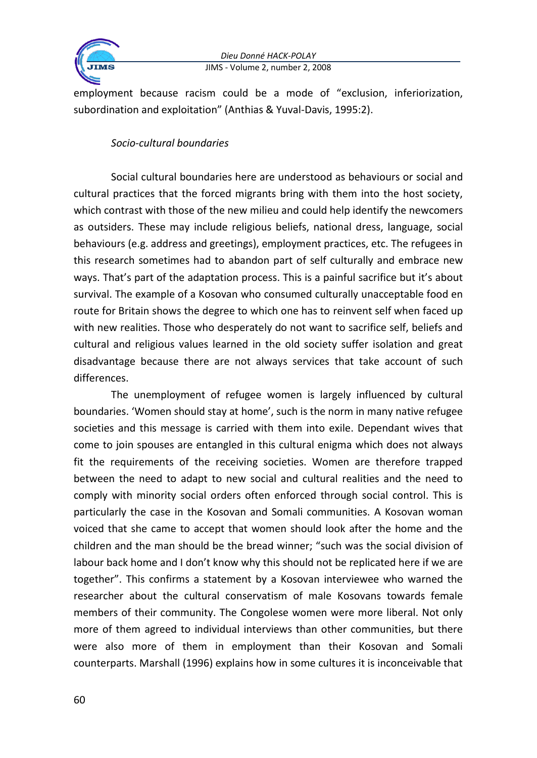employment because racism could be a mode of "exclusion, inferiorization, subordination and exploitation" (Anthias & Yuval-Davis, 1995:2).

*Socio-cultural boundaries*

Social cultural boundaries here are understood as behaviours or social and cultural practices that the forced migrants bring with them into the host society, which contrast with those of the new milieu and could help identify the newcomers as outsiders. These may include religious beliefs, national dress, language, social behaviours (e.g. address and greetings), employment practices, etc. The refugees in this research sometimes had to abandon part of self culturally and embrace new ways. That's part of the adaptation process. This is a painful sacrifice but it's about survival. The example of a Kosovan who consumed culturally unacceptable food en route for Britain shows the degree to which one has to reinvent self when faced up with new realities. Those who desperately do not want to sacrifice self, beliefs and cultural and religious values learned in the old society suffer isolation and great disadvantage because there are not always services that take account of such differences.

The unemployment of refugee women is largely influenced by cultural boundaries. 'Women should stay at home', such is the norm in many native refugee societies and this message is carried with them into exile. Dependant wives that come to join spouses are entangled in this cultural enigma which does not always fit the requirements of the receiving societies. Women are therefore trapped between the need to adapt to new social and cultural realities and the need to comply with minority social orders often enforced through social control. This is particularly the case in the Kosovan and Somali communities. A Kosovan woman voiced that she came to accept that women should look after the home and the children and the man should be the bread winner; "such was the social division of labour back home and I don't know why this should not be replicated here if we are together". This confirms a statement by a Kosovan interviewee who warned the researcher about the cultural conservatism of male Kosovans towards female members of their community. The Congolese women were more liberal. Not only more of them agreed to individual interviews than other communities, but there were also more of them in employment than their Kosovan and Somali counterparts. Marshall (1996) explains how in some cultures it is inconceivable that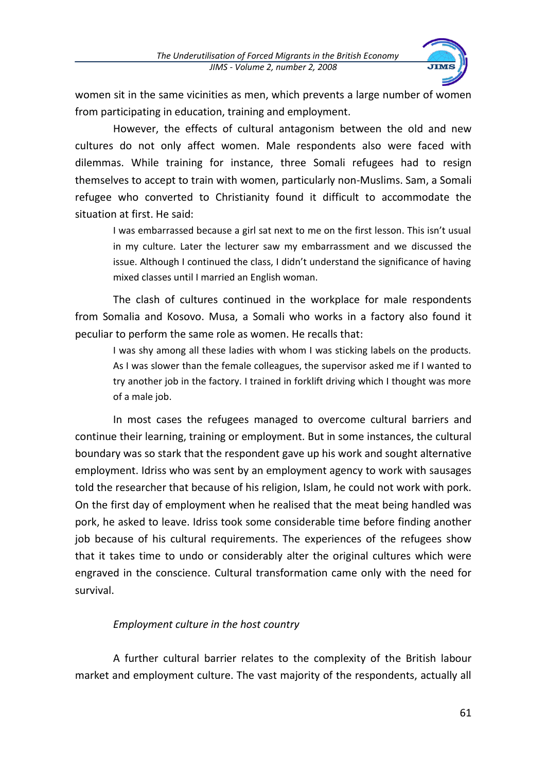women sit in the same vicinities as men, which prevents a large number of women from participating in education, training and employment.

However, the effects of cultural antagonism between the old and new cultures do not only affect women. Male respondents also were faced with dilemmas. While training for instance, three Somali refugees had to resign themselves to accept to train with women, particularly non-Muslims. Sam, a Somali refugee who converted to Christianity found it difficult to accommodate the situation at first. He said:

> I was embarrassed because a girl sat next to me on the first lesson. This isn't usual in my culture. Later the lecturer saw my embarrassment and we discussed the issue. Although I continued the class, I didn't understand the significance of having mixed classes until I married an English woman.

The clash of cultures continued in the workplace for male respondents from Somalia and Kosovo. Musa, a Somali who works in a factory also found it peculiar to perform the same role as women. He recalls that:

> I was shy among all these ladies with whom I was sticking labels on the products. As I was slower than the female colleagues, the supervisor asked me if I wanted to try another job in the factory. I trained in forklift driving which I thought was more of a male job.

In most cases the refugees managed to overcome cultural barriers and continue their learning, training or employment. But in some instances, the cultural boundary was so stark that the respondent gave up his work and sought alternative employment. Idriss who was sent by an employment agency to work with sausages told the researcher that because of his religion, Islam, he could not work with pork. On the first day of employment when he realised that the meat being handled was pork, he asked to leave. Idriss took some considerable time before finding another job because of his cultural requirements. The experiences of the refugees show that it takes time to undo or considerably alter the original cultures which were engraved in the conscience. Cultural transformation came only with the need for survival.

*Employment culture in the host country*

A further cultural barrier relates to the complexity of the British labour market and employment culture. The vast majority of the respondents, actually all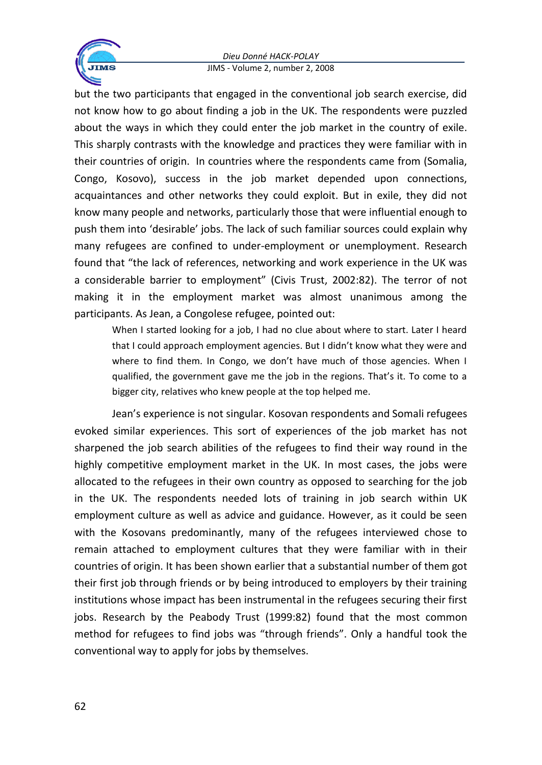but the two participants that engaged in the conventional job search exercise, did not know how to go about finding a job in the UK. The respondents were puzzled about the ways in which they could enter the job market in the country of exile. This sharply contrasts with the knowledge and practices they were familiar with in their countries of origin. In countries where the respondents came from (Somalia, Congo, Kosovo), success in the job market depended upon connections, acquaintances and other networks they could exploit. But in exile, they did not know many people and networks, particularly those that were influential enough to push them into 'desirable' jobs. The lack of such familiar sources could explain why many refugees are confined to under-employment or unemployment. Research found that "the lack of references, networking and work experience in the UK was a considerable barrier to employment" (Civis Trust, 2002:82). The terror of not making it in the employment market was almost unanimous among the participants. As Jean, a Congolese refugee, pointed out:

> When I started looking for a job, I had no clue about where to start. Later I heard that I could approach employment agencies. But I didn't know what they were and where to find them. In Congo, we don't have much of those agencies. When I qualified, the government gave me the job in the regions. That's it. To come to a bigger city, relatives who knew people at the top helped me.

Jean's experience is not singular. Kosovan respondents and Somali refugees evoked similar experiences. This sort of experiences of the job market has not sharpened the job search abilities of the refugees to find their way round in the highly competitive employment market in the UK. In most cases, the jobs were allocated to the refugees in their own country as opposed to searching for the job in the UK. The respondents needed lots of training in job search within UK employment culture as well as advice and guidance. However, as it could be seen with the Kosovans predominantly, many of the refugees interviewed chose to remain attached to employment cultures that they were familiar with in their countries of origin. It has been shown earlier that a substantial number of them got their first job through friends or by being introduced to employers by their training institutions whose impact has been instrumental in the refugees securing their first jobs. Research by the Peabody Trust (1999:82) found that the most common method for refugees to find jobs was "through friends". Only a handful took the conventional way to apply for jobs by themselves.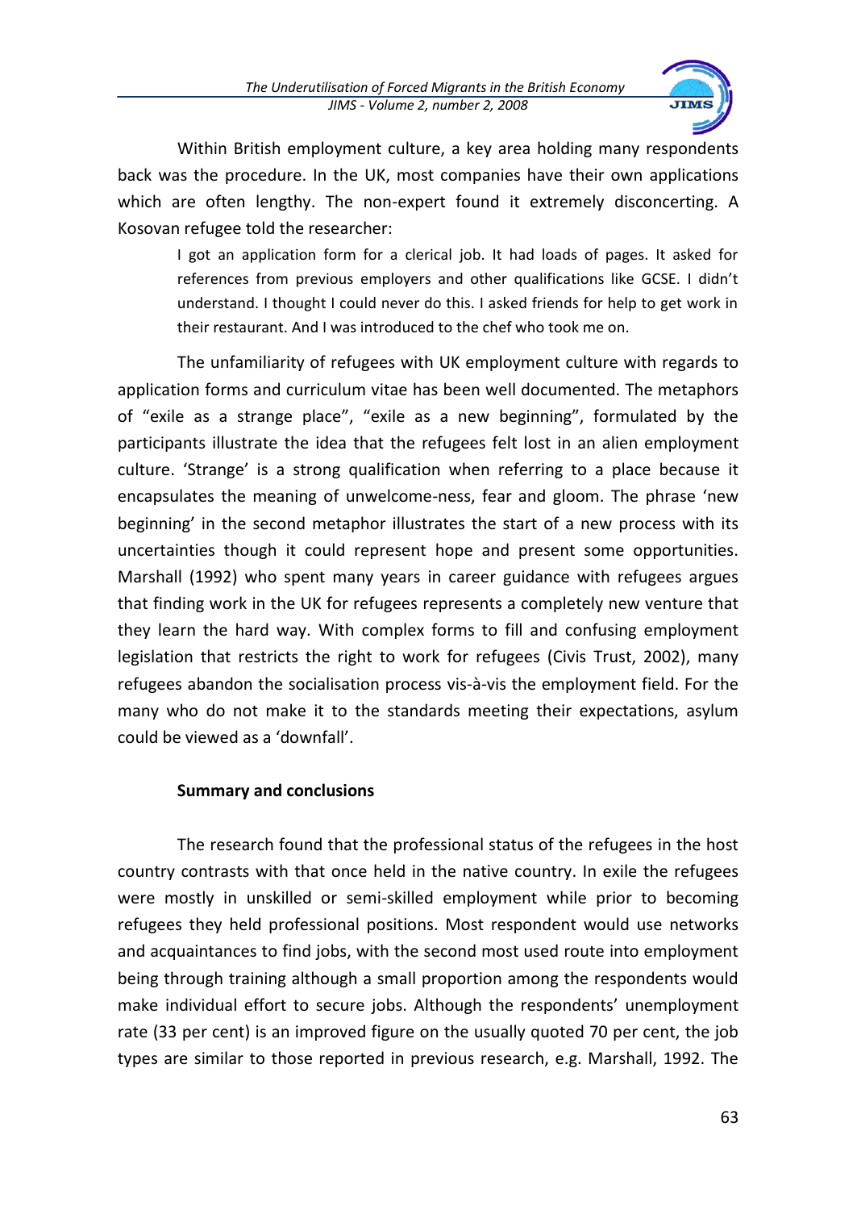Within British employment culture, a key area holding many respondents back was the procedure. In the UK, most companies have their own applications which are often lengthy. The non-expert found it extremely disconcerting. A Kosovan refugee told the researcher:

> I got an application form for a clerical job. It had loads of pages. It asked for references from previous employers and other qualifications like GCSE. I didn't understand. I thought I could never do this. I asked friends for help to get work in their restaurant. And I was introduced to the chef who took me on.

The unfamiliarity of refugees with UK employment culture with regards to application forms and curriculum vitae has been well documented. The metaphors of "exile as a strange place", "exile as a new beginning", formulated by the participants illustrate the idea that the refugees felt lost in an alien employment culture. 'Strange' is a strong qualification when referring to a place because it encapsulates the meaning of unwelcome-ness, fear and gloom. The phrase 'new beginning' in the second metaphor illustrates the start of a new process with its uncertainties though it could represent hope and present some opportunities. Marshall (1992) who spent many years in career guidance with refugees argues that finding work in the UK for refugees represents a completely new venture that they learn the hard way. With complex forms to fill and confusing employment legislation that restricts the right to work for refugees (Civis Trust, 2002), many refugees abandon the socialisation process vis-à-vis the employment field. For the many who do not make it to the standards meeting their expectations, asylum could be viewed as a 'downfall'.

## Summary and conclusions

The research found that the professional status of the refugees in the host country contrasts with that once held in the native country. In exile the refugees were mostly in unskilled or semi-skilled employment while prior to becoming refugees they held professional positions. Most respondent would use networks and acquaintances to find jobs, with the second most used route into employment being through training although a small proportion among the respondents would make individual effort to secure jobs. Although the respondents' unemployment rate (33 per cent) is an improved figure on the usually quoted 70 per cent, the job types are similar to those reported in previous research, e.g. Marshall, 1992. The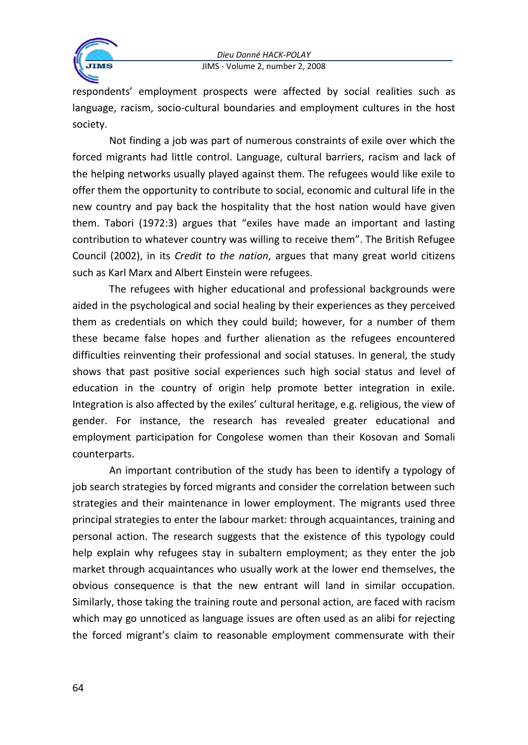respondents' employment prospects were affected by social realities such as language, racism, socio-cultural boundaries and employment cultures in the host society.

Not finding a job was part of numerous constraints of exile over which the forced migrants had little control. Language, cultural barriers, racism and lack of the helping networks usually played against them. The refugees would like exile to offer them the opportunity to contribute to social, economic and cultural life in the new country and pay back the hospitality that the host nation would have given them. Tabori (1972:3) argues that "exiles have made an important and lasting contribution to whatever country was willing to receive them". The British Refugee Council (2002), in its *Credit to the nation*, argues that many great world citizens such as Karl Marx and Albert Einstein were refugees.

The refugees with higher educational and professional backgrounds were aided in the psychological and social healing by their experiences as they perceived them as credentials on which they could build; however, for a number of them these became false hopes and further alienation as the refugees encountered difficulties reinventing their professional and social statuses. In general, the study shows that past positive social experiences such high social status and level of education in the country of origin help promote better integration in exile. Integration is also affected by the exiles' cultural heritage, e.g. religious, the view of gender. For instance, the research has revealed greater educational and employment participation for Congolese women than their Kosovan and Somali counterparts.

An important contribution of the study has been to identify a typology of job search strategies by forced migrants and consider the correlation between such strategies and their maintenance in lower employment. The migrants used three principal strategies to enter the labour market: through acquaintances, training and personal action. The research suggests that the existence of this typology could help explain why refugees stay in subaltern employment; as they enter the job market through acquaintances who usually work at the lower end themselves, the obvious consequence is that the new entrant will land in similar occupation. Similarly, those taking the training route and personal action, are faced with racism which may go unnoticed as language issues are often used as an alibi for rejecting the forced migrant's claim to reasonable employment commensurate with their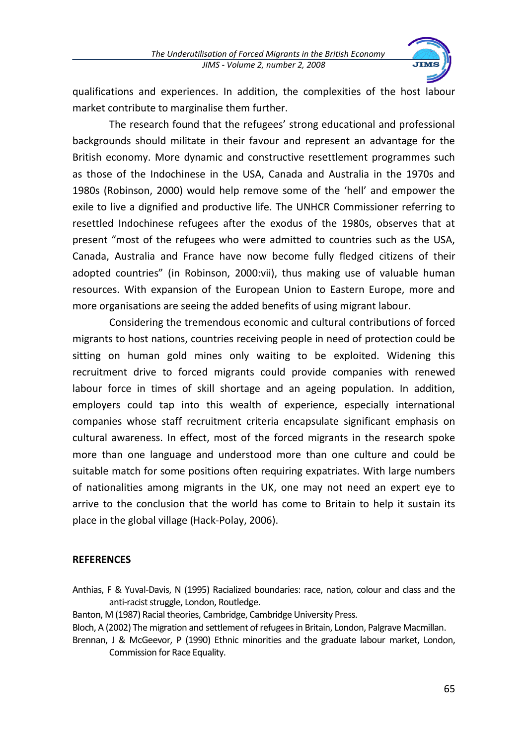qualifications and experiences. In addition, the complexities of the host labour market contribute to marginalise them further.

The research found that the refugees' strong educational and professional backgrounds should militate in their favour and represent an advantage for the British economy. More dynamic and constructive resettlement programmes such as those of the Indochinese in the USA, Canada and Australia in the 1970s and 1980s (Robinson, 2000) would help remove some of the 'hell' and empower the exile to live a dignified and productive life. The UNHCR Commissioner referring to resettled Indochinese refugees after the exodus of the 1980s, observes that at present "most of the refugees who were admitted to countries such as the USA, Canada, Australia and France have now become fully fledged citizens of their adopted countries" (in Robinson, 2000:vii), thus making use of valuable human resources. With expansion of the European Union to Eastern Europe, more and more organisations are seeing the added benefits of using migrant labour.

Considering the tremendous economic and cultural contributions of forced migrants to host nations, countries receiving people in need of protection could be sitting on human gold mines only waiting to be exploited. Widening this recruitment drive to forced migrants could provide companies with renewed labour force in times of skill shortage and an ageing population. In addition, employers could tap into this wealth of experience, especially international companies whose staff recruitment criteria encapsulate significant emphasis on cultural awareness. In effect, most of the forced migrants in the research spoke more than one language and understood more than one culture and could be suitable match for some positions often requiring expatriates. With large numbers of nationalities among migrants in the UK, one may not need an expert eye to arrive to the conclusion that the world has come to Britain to help it sustain its place in the global village (Hack-Polay, 2006).

## REFERENCES

Anthias, F & Yuval-Davis, N (1995) Racialized boundaries: race, nation, colour and class and the anti-racist struggle, London, Routledge.

Banton, M (1987) Racial theories, Cambridge, Cambridge University Press.

Bloch, A (2002) The migration and settlement of refugees in Britain, London, Palgrave Macmillan.

Brennan, J & McGeevor, P (1990) Ethnic minorities and the graduate labour market, London, Commission for Race Equality.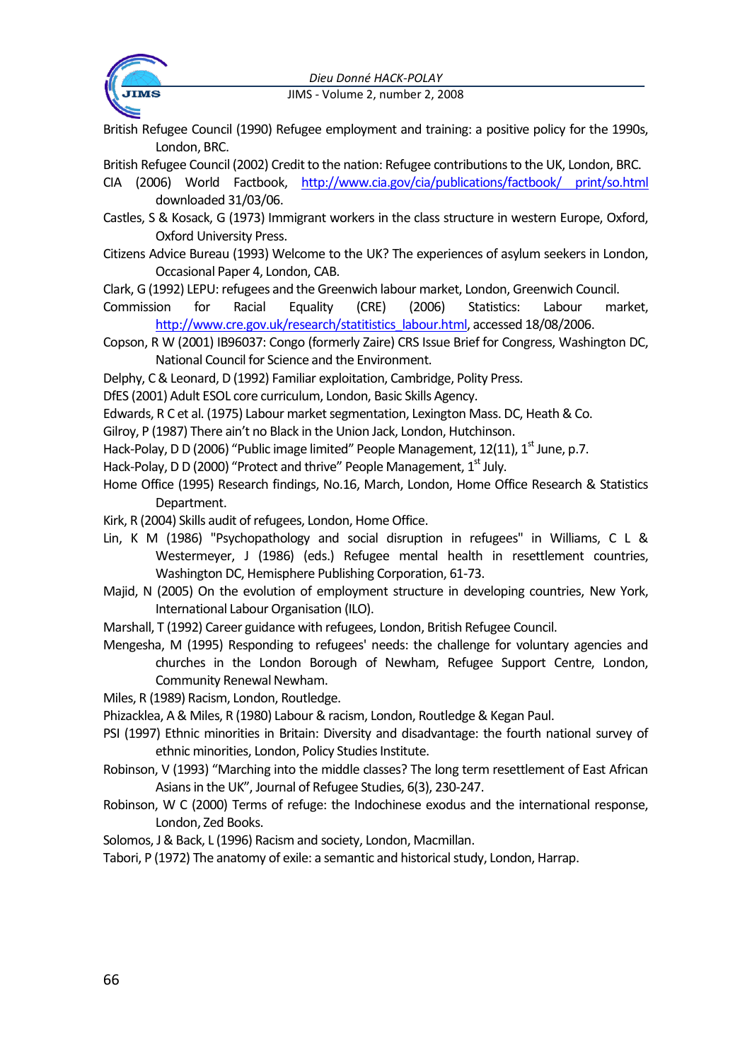British Refugee Council (1990) Refugee employment and training: a positive policy for the 1990s, London, BRC.

British Refugee Council (2002) Credit to the nation: Refugee contributions to the UK, London, BRC.

CIA (2006) World Factbook, http://www.cia.gov/cia/publications/factbook/ print/so.html downloaded 31/03/06.

Castles, S & Kosack, G (1973) Immigrant workers in the class structure in western Europe, Oxford, Oxford University Press.

Citizens Advice Bureau (1993) Welcome to the UK? The experiences of asylum seekers in London, Occasional Paper 4, London, CAB.

Clark, G (1992) LEPU: refugees and the Greenwich labour market, London, Greenwich Council.

Commission for Racial Equality (CRE) (2006) Statistics: Labour market, http://www.cre.gov.uk/research/statitistics_labour.html, accessed 18/08/2006.

Copson, R W (2001) IB96037: Congo (formerly Zaire) CRS Issue Brief for Congress, Washington DC, National Council for Science and the Environment.

Delphy, C & Leonard, D (1992) Familiar exploitation, Cambridge, Polity Press.

DfES (2001) Adult ESOL core curriculum, London, Basic Skills Agency.

Edwards, R C et al. (1975) Labour market segmentation, Lexington Mass. DC, Heath & Co.

Gilroy, P (1987) There ain't no Black in the Union Jack, London, Hutchinson.

Hack-Polay, D D (2006) "Public image limited" People Management, 12(11), 1st June, p.7.

Hack-Polay, D D (2000) "Protect and thrive" People Management, 1st July.

Home Office (1995) Research findings, No.16, March, London, Home Office Research & Statistics Department.

Kirk, R (2004) Skills audit of refugees, London, Home Office.

Lin, K M (1986) "Psychopathology and social disruption in refugees" in Williams, C L & Westermeyer, J (1986) (eds.) Refugee mental health in resettlement countries, Washington DC, Hemisphere Publishing Corporation, 61-73.

Majid, N (2005) On the evolution of employment structure in developing countries, New York, International Labour Organisation (ILO).

Marshall, T (1992) Career guidance with refugees, London, British Refugee Council.

Mengesha, M (1995) Responding to refugees' needs: the challenge for voluntary agencies and churches in the London Borough of Newham, Refugee Support Centre, London, Community Renewal Newham.

Miles, R (1989) Racism, London, Routledge.

Phizacklea, A & Miles, R (1980) Labour & racism, London, Routledge & Kegan Paul.

PSI (1997) Ethnic minorities in Britain: Diversity and disadvantage: the fourth national survey of ethnic minorities, London, Policy Studies Institute.

Robinson, V (1993) "Marching into the middle classes? The long term resettlement of East African Asians in the UK", Journal of Refugee Studies, 6(3), 230-247.

Robinson, W C (2000) Terms of refuge: the Indochinese exodus and the international response, London, Zed Books.

Solomos, J & Back, L (1996) Racism and society, London, Macmillan.

Tabori, P (1972) The anatomy of exile: a semantic and historical study, London, Harrap.